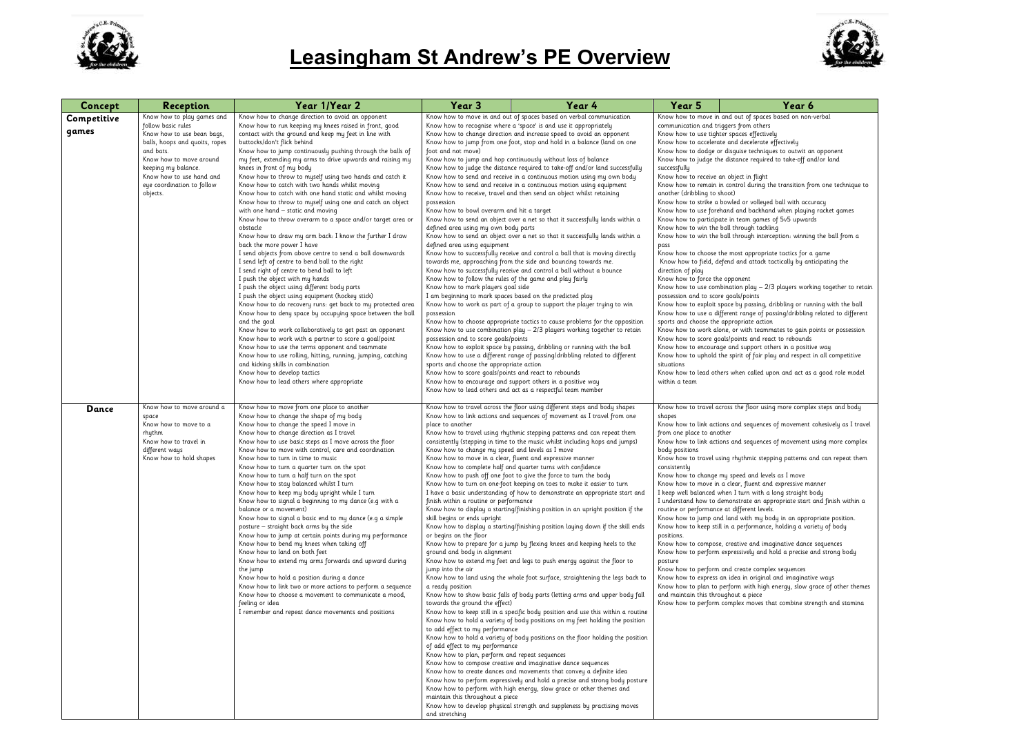# Leasingham St Andrew's PE Overview

| Concept | Reception | Year 1/Year 2 | Year 3 | Year 4 | Year 5 | Year 6 |
|---|---|---|---|---|---|---|
| **Competitive games** | Know how to play games and follow basic rules<br>Know how to use bean bags, balls, hoops and quoits, ropes and bats.<br>Know how to move around keeping my balance.<br>Know how to use hand and eye coordination to follow objects. | Know how to change direction to avoid an opponent<br>Know how to run keeping my knees raised in front, good contact with the ground and keep my feet in line with buttocks/don't flick behind<br>Know how to jump continuously pushing through the balls of my feet, extending my arms to drive upwards and raising my knees in front of my body<br>Know how to throw to myself using two hands and catch it<br>Know how to catch with two hands whilst moving<br>Know how to catch with one hand static and whilst moving<br>Know how to throw to myself using one and catch an object with one hand – static and moving<br>Know how to throw overarm to a space and/or target area or obstacle<br>Know how to draw my arm back: I know the further I draw back the more power I have<br>I send objects from above centre to send a ball downwards<br>I send left of centre to bend ball to the right<br>I send right of centre to bend ball to left<br>I push the object with my hands<br>I push the object using different body parts<br>I push the object using equipment (hockey stick)<br>Know how to do recovery runs: get back to my protected area<br>Know how to deny space by occupying space between the ball and the goal<br>Know how to work collaboratively to get past an opponent<br>Know how to work with a partner to score a goal/point<br>Know how to use the terms opponent and teammate<br>Know how to use rolling, hitting, running, jumping, catching and kicking skills in combination<br>Know how to develop tactics<br>Know how to lead others where appropriate | Know how to move in and out of spaces based on verbal communication<br>Know how to recognise where a 'space' is and use it appropriately<br>Know how to change direction and increase speed to avoid an opponent<br>Know how to jump from one foot, stop and hold in a balance (land on one foot and not move)<br>Know how to jump and hop continuously without loss of balance<br>Know how to judge the distance required to take-off and/or land successfully<br>Know how to send and receive in a continuous motion using my own body<br>Know how to send and receive in a continuous motion using equipment<br>Know how to receive, travel and then send an object whilst retaining possession<br>Know how to bowl overarm and hit a target<br>Know how to send an object over a net so that it successfully lands within a defined area using my own body parts<br>Know how to send an object over a net so that it successfully lands within a defined area using equipment<br>Know how to successfully receive and control a ball that is moving directly towards me, approaching from the side and bouncing towards me.<br>Know how to successfully receive and control a ball without a bounce<br>Know how to follow the rules of the game and play fairly<br>Know how to mark players goal side<br>I am beginning to mark spaces based on the predicted play<br>Know how to work as part of a group to support the player trying to win possession<br>Know how to choose appropriate tactics to cause problems for the opposition<br>Know how to use combination play – 2/3 players working together to retain possession and to score goals/points<br>Know how to exploit space by passing, dribbling or running with the ball<br>Know how to use a different range of passing/dribbling related to different sports and choose the appropriate action<br>Know how to score goals/points and react to rebounds<br>Know how to encourage and support others in a positive way<br>Know how to lead others and act as a respectful team member | | Know how to move in and out of spaces based on non-verbal communication and triggers from others<br>Know how to use tighter spaces effectively<br>Know how to accelerate and decelerate effectively<br>Know how to dodge or disguise techniques to outwit an opponent<br>Know how to judge the distance required to take-off and/or land successfully<br>Know how to receive an object in flight<br>Know how to remain in control during the transition from one technique to another (dribbling to shoot)<br>Know how to strike a bowled or volleyed ball with accuracy<br>Know how to use forehand and backhand when playing racket games<br>Know how to participate in team games of 5v5 upwards<br>Know how to win the ball through tackling<br>Know how to win the ball through interception: winning the ball from a pass<br>Know how to choose the most appropriate tactics for a game<br>Know how to field, defend and attack tactically by anticipating the direction of play<br>Know how to force the opponent<br>Know how to use combination play – 2/3 players working together to retain possession and to score goals/points<br>Know how to exploit space by passing, dribbling or running with the ball<br>Know how to use a different range of passing/dribbling related to different sports and choose the appropriate action<br>Know how to work alone, or with teammates to gain points or possession<br>Know how to score goals/points and react to rebounds<br>Know how to encourage and support others in a positive way<br>Know how to uphold the spirit of fair play and respect in all competitive situations<br>Know how to lead others when called upon and act as a good role model within a team | |
| **Dance** | Know how to move around a space<br>Know how to move to a rhythm<br>Know how to travel in different ways<br>Know how to hold shapes | Know how to move from one place to another<br>Know how to change the shape of my body<br>Know how to change the speed I move in<br>Know how to change direction as I travel<br>Know how to use basic steps as I move across the floor<br>Know how to move with control, care and coordination<br>Know how to turn in time to music<br>Know how to turn a quarter turn on the spot<br>Know how to turn a half turn on the spot<br>Know how to stay balanced whilst I turn<br>Know how to keep my body upright while I turn<br>Know how to signal a beginning to my dance (e.g with a balance or a movement)<br>Know how to signal a basic end to my dance (e.g a simple posture – straight back arms by the side<br>Know how to jump at certain points during my performance<br>Know how to bend my knees when taking off<br>Know how to land on both feet<br>Know how to extend my arms forwards and upward during the jump<br>Know how to hold a position during a dance<br>Know how to link two or more actions to perform a sequence<br>Know how to choose a movement to communicate a mood, feeling or idea<br>I remember and repeat dance movements and positions | Know how to travel across the floor using different steps and body shapes<br>Know how to link actions and sequences of movement as I travel from one place to another<br>Know how to travel using rhythmic stepping patterns and can repeat them consistently (stepping in time to the music whilst including hops and jumps)<br>Know how to change my speed and levels as I move<br>Know how to move in a clear, fluent and expressive manner<br>Know how to complete half and quarter turns with confidence<br>Know how to push off one foot to give the force to turn the body<br>Know how to turn on one-foot keeping on toes to make it easier to turn<br>I have a basic understanding of how to demonstrate an appropriate start and finish within a routine or performance<br>Know how to display a starting/finishing position in an upright position if the skill begins or ends upright<br>Know how to display a starting/finishing position laying down if the skill ends or begins on the floor<br>Know how to prepare for a jump by flexing knees and keeping heels to the ground and body in alignment<br>Know how to extend my feet and legs to push energy against the floor to jump into the air<br>Know how to land using the whole foot surface, straightening the legs back to a ready position<br>Know how to show basic falls of body parts (letting arms and upper body fall towards the ground to effect)<br>Know how to keep still in a specific body position and use this within a routine<br>Know how to hold a variety of body positions on my feet holding the position to add effect to my performance<br>Know how to hold a variety of body positions on the floor holding the position of add effect to my performance<br>Know how to plan, perform and repeat sequences<br>Know how to compose creative and imaginative dance sequences<br>Know how to create dances and movements that convey a definite idea<br>Know how to perform expressively and hold a precise and strong body posture<br>Know how to perform with high energy, slow grace or other themes and maintain this throughout a piece<br>Know how to develop physical strength and suppleness by practising moves and stretching | | Know how to travel across the floor using more complex steps and body shapes<br>Know how to link actions and sequences of movement cohesively as I travel from one place to another<br>Know how to link actions and sequences of movement using more complex body positions<br>Know how to travel using rhythmic stepping patterns and can repeat them consistently<br>Know how to change my speed and levels as I move<br>Know how to move in a clear, fluent and expressive manner<br>I keep well balanced when I turn with a long straight body<br>I understand how to demonstrate an appropriate start and finish within a routine or performance at different levels.<br>Know how to jump and land with my body in an appropriate position.<br>Know how to keep still in a performance, holding a variety of body positions.<br>Know how to compose, creative and imaginative dance sequences<br>Know how to perform expressively and hold a precise and strong body posture<br>Know how to perform and create complex sequences<br>Know how to express an idea in original and imaginative ways<br>Know how to plan to perform with high energy, slow grace of other themes and maintain this throughout a piece<br>Know how to perform complex moves that combine strength and stamina | |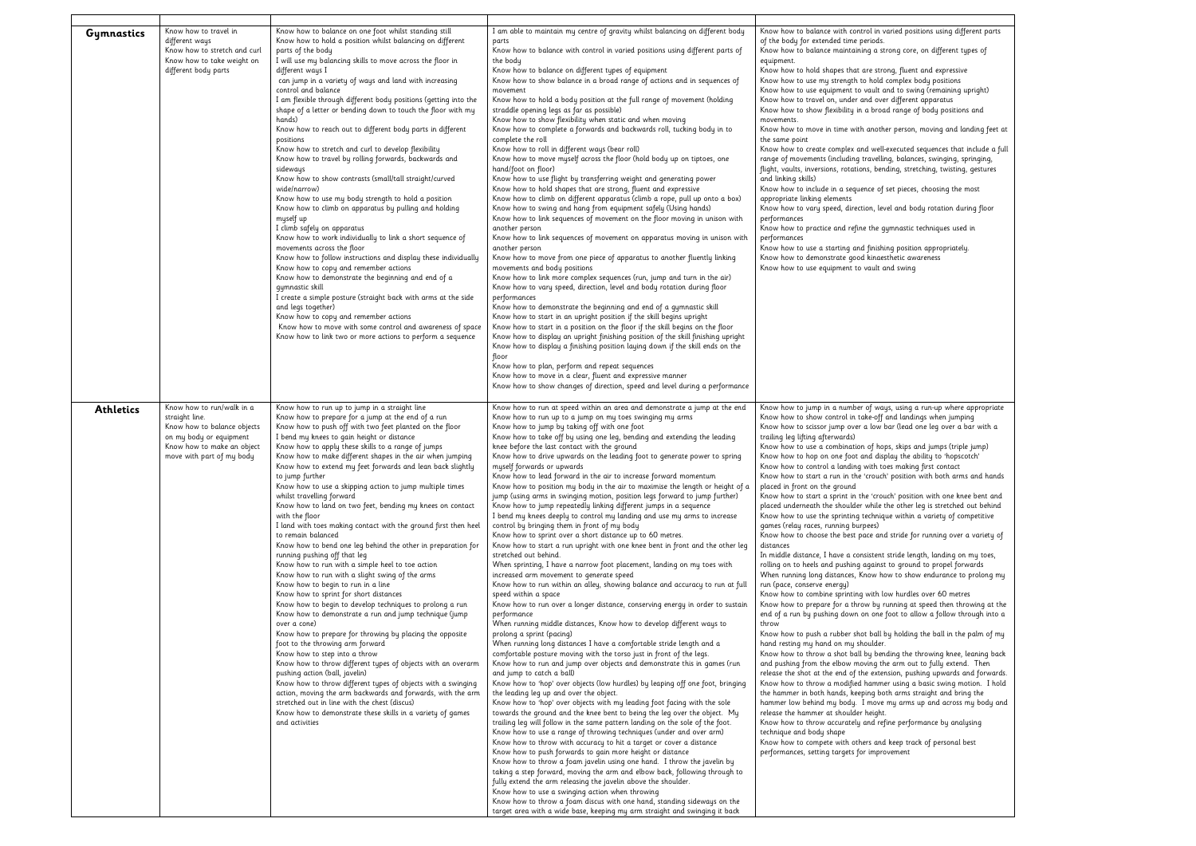| | | | | |
|---|---|---|---|---|
| **Gymnastics** | Know how to travel in different ways<br>Know how to stretch and curl<br>Know how to take weight on different body parts | Know how to balance on one foot whilst standing still<br>Know how to hold a position whilst balancing on different parts of the body<br>I will use my balancing skills to move across the floor in different ways I<br>can jump in a variety of ways and land with increasing control and balance<br>I am flexible through different body positions (getting into the shape of a letter or bending down to touch the floor with my hands)<br>Know how to reach out to different body parts in different positions<br>Know how to stretch and curl to develop flexibility<br>Know how to travel by rolling forwards, backwards and sideways<br>Know how to show contrasts (small/tall straight/curved wide/narrow)<br>Know how to use my body strength to hold a position<br>Know how to climb on apparatus by pulling and holding myself up<br>I climb safely on apparatus<br>Know how to work individually to link a short sequence of movements across the floor<br>Know how to follow instructions and display these individually<br>Know how to copy and remember actions<br>Know how to demonstrate the beginning and end of a gymnastic skill<br>I create a simple posture (straight back with arms at the side and legs together)<br>Know how to copy and remember actions<br>Know how to move with some control and awareness of space<br>Know how to link two or more actions to perform a sequence | I am able to maintain my centre of gravity whilst balancing on different body parts<br>Know how to balance with control in varied positions using different parts of the body<br>Know how to balance on different types of equipment<br>Know how to show balance in a broad range of actions and in sequences of movement<br>Know how to hold a body position at the full range of movement (holding straddle opening legs as far as possible)<br>Know how to show flexibility when static and when moving<br>Know how to complete a forwards and backwards roll, tucking body in to complete the roll<br>Know how to roll in different ways (bear roll)<br>Know how to move myself across the floor (hold body up on tiptoes, one hand/foot on floor)<br>Know how to use flight by transferring weight and generating power<br>Know how to hold shapes that are strong, fluent and expressive<br>Know how to climb on different apparatus (climb a rope, pull up onto a box)<br>Know how to swing and hang from equipment safely (Using hands)<br>Know how to link sequences of movement on the floor moving in unison with another person<br>Know how to link sequences of movement on apparatus moving in unison with another person<br>Know how to move from one piece of apparatus to another fluently linking movements and body positions<br>Know how to link more complex sequences (run, jump and turn in the air)<br>Know how to vary speed, direction, level and body rotation during floor performances<br>Know how to demonstrate the beginning and end of a gymnastic skill<br>Know how to start in an upright position if the skill begins upright<br>Know how to start in a position on the floor if the skill begins on the floor<br>Know how to display an upright finishing position of the skill finishing upright<br>Know how to display a finishing position laying down if the skill ends on the floor<br>Know how to plan, perform and repeat sequences<br>Know how to move in a clear, fluent and expressive manner<br>Know how to show changes of direction, speed and level during a performance | Know how to balance with control in varied positions using different parts of the body for extended time periods.<br>Know how to balance maintaining a strong core, on different types of equipment.<br>Know how to hold shapes that are strong, fluent and expressive<br>Know how to use my strength to hold complex body positions<br>Know how to use equipment to vault and to swing (remaining upright)<br>Know how to travel on, under and over different apparatus<br>Know how to show flexibility in a broad range of body positions and movements.<br>Know how to move in time with another person, moving and landing feet at the same point<br>Know how to create complex and well-executed sequences that include a full range of movements (including travelling, balances, swinging, springing, flight, vaults, inversions, rotations, bending, stretching, twisting, gestures and linking skills)<br>Know how to include in a sequence of set pieces, choosing the most appropriate linking elements<br>Know how to vary speed, direction, level and body rotation during floor performances<br>Know how to practice and refine the gymnastic techniques used in performances<br>Know how to use a starting and finishing position appropriately.<br>Know how to demonstrate good kinaesthetic awareness<br>Know how to use equipment to vault and swing |
| **Athletics** | Know how to run/walk in a straight line.<br>Know how to balance objects on my body or equipment<br>Know how to make an object move with part of my body | Know how to run up to jump in a straight line<br>Know how to prepare for a jump at the end of a run<br>Know how to push off with two feet planted on the floor<br>I bend my knees to gain height or distance<br>Know how to apply these skills to a range of jumps<br>Know how to make different shapes in the air when jumping<br>Know how to extend my feet forwards and lean back slightly to jump further<br>Know how to use a skipping action to jump multiple times whilst travelling forward<br>Know how to land on two feet, bending my knees on contact with the floor<br>I land with toes making contact with the ground first then heel to remain balanced<br>Know how to bend one leg behind the other in preparation for running pushing off that leg<br>Know how to run with a simple heel to toe action<br>Know how to run with a slight swing of the arms<br>Know how to begin to run in a line<br>Know how to sprint for short distances<br>Know how to begin to develop techniques to prolong a run<br>Know how to demonstrate a run and jump technique (jump over a cone)<br>Know how to prepare for throwing by placing the opposite foot to the throwing arm forward<br>Know how to step into a throw<br>Know how to throw different types of objects with an overarm pushing action (ball, javelin)<br>Know how to throw different types of objects with a swinging action, moving the arm backwards and forwards, with the arm stretched out in line with the chest (discus)<br>Know how to demonstrate these skills in a variety of games and activities | Know how to run at speed within an area and demonstrate a jump at the end<br>Know how to run up to a jump on my toes swinging my arms<br>Know how to jump by taking off with one foot<br>Know how to take off by using one leg, bending and extending the leading knee before the last contact with the ground<br>Know how to drive upwards on the leading foot to generate power to spring myself forwards or upwards<br>Know how to lead forward in the air to increase forward momentum<br>Know how to position my body in the air to maximise the length or height of a jump (using arms in swinging motion, position legs forward to jump further)<br>Know how to jump repeatedly linking different jumps in a sequence<br>I bend my knees deeply to control my landing and use my arms to increase control by bringing them in front of my body<br>Know how to sprint over a short distance up to 60 metres.<br>Know how to start a run upright with one knee bent in front and the other leg stretched out behind.<br>When sprinting, I have a narrow foot placement, landing on my toes with increased arm movement to generate speed<br>Know how to run within an alley, showing balance and accuracy to run at full speed within a space<br>Know how to run over a longer distance, conserving energy in order to sustain performance<br>When running middle distances, Know how to develop different ways to prolong a sprint (pacing)<br>When running long distances I have a comfortable stride length and a comfortable posture moving with the torso just in front of the legs.<br>Know how to run and jump over objects and demonstrate this in games (run and jump to catch a ball)<br>Know how to 'hop' over objects (low hurdles) by leaping off one foot, bringing the leading leg up and over the object.<br>Know how to 'hop' over objects with my leading foot facing with the sole towards the ground and the knee bent to being the leg over the object. My trailing leg will follow in the same pattern landing on the sole of the foot.<br>Know how to use a range of throwing techniques (under and over arm)<br>Know how to throw with accuracy to hit a target or cover a distance<br>Know how to push forwards to gain more height or distance<br>Know how to throw a foam javelin using one hand. I throw the javelin by taking a step forward, moving the arm and elbow back, following through to fully extend the arm releasing the javelin above the shoulder.<br>Know how to use a swinging action when throwing<br>Know how to throw a foam discus with one hand, standing sideways on the target area with a wide base, keeping my arm straight and swinging it back | Know how to jump in a number of ways, using a run-up where appropriate<br>Know how to show control in take-off and landings when jumping<br>Know how to scissor jump over a low bar (lead one leg over a bar with a trailing leg lifting afterwards)<br>Know how to use a combination of hops, skips and jumps (triple jump)<br>Know how to hop on one foot and display the ability to 'hopscotch'<br>Know how to control a landing with toes making first contact<br>Know how to start a run in the 'crouch' position with both arms and hands placed in front on the ground<br>Know how to start a sprint in the 'crouch' position with one knee bent and placed underneath the shoulder while the other leg is stretched out behind<br>Know how to use the sprinting technique within a variety of competitive games (relay races, running burpees)<br>Know how to choose the best pace and stride for running over a variety of distances<br>In middle distance, I have a consistent stride length, landing on my toes, rolling on to heels and pushing against to ground to propel forwards<br>When running long distances, Know how to show endurance to prolong my run (pace, conserve energy)<br>Know how to combine sprinting with low hurdles over 60 metres<br>Know how to prepare for a throw by running at speed then throwing at the end of a run by pushing down on one foot to allow a follow through into a throw<br>Know how to push a rubber shot ball by holding the ball in the palm of my hand resting my hand on my shoulder.<br>Know how to throw a shot ball by bending the throwing knee, leaning back and pushing from the elbow moving the arm out to fully extend. Then release the shot at the end of the extension, pushing upwards and forwards.<br>Know how to throw a modified hammer using a basic swing motion. I hold the hammer in both hands, keeping both arms straight and bring the hammer low behind my body. I move my arms up and across my body and release the hammer at shoulder height.<br>Know how to throw accurately and refine performance by analysing technique and body shape<br>Know how to compete with others and keep track of personal best performances, setting targets for improvement |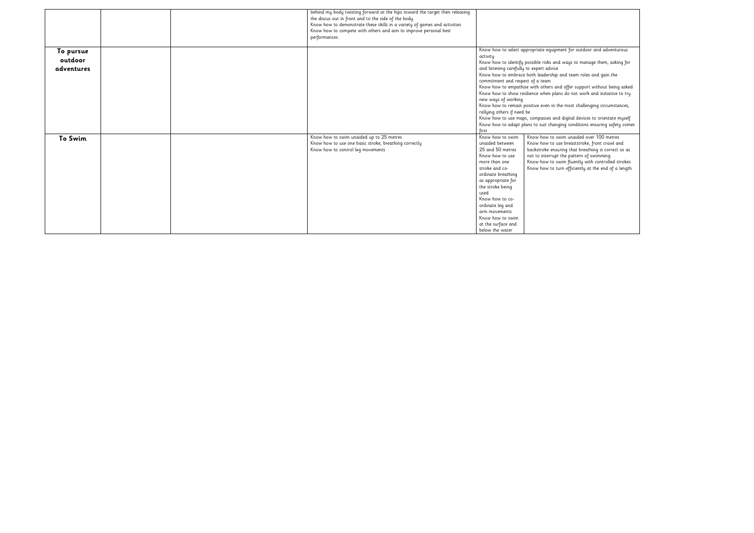| | | | | | |
|---|---|---|---|---|---|
| | | | behind my body twisting forward at the hips toward the target then releasing the discus out in front and to the side of the body.<br>Know how to demonstrate these skills in a variety of games and activities<br>Know how to compete with others and aim to improve personal best performances. | | |
| **To pursue outdoor adventures** | | | | Know how to select appropriate equipment for outdoor and adventurous activity<br>Know how to identify possible risks and ways to manage them, asking for and listening carefully to expert advice<br>Know how to embrace both leadership and team roles and gain the commitment and respect of a team<br>Know how to empathise with others and offer support without being asked<br>Know how to show resilience when plans do not work and initiative to try new ways of working<br>Know how to remain positive even in the most challenging circumstances, rallying others if need be<br>Know how to use maps, compasses and digital devices to orientate myself<br>Know how to adapt plans to suit changing conditions ensuring safety comes first | |
| **To Swim** | | | Know how to swim unaided up to 25 metres<br>Know how to use one basic stroke, breathing correctly<br>Know how to control leg movements | Know how to swim unaided between 25 and 50 metres<br>Know how to use more than one stroke and co-ordinate breathing as appropriate for the stroke being used<br>Know how to co-ordinate leg and arm movements<br>Know how to swim at the surface and below the water | Know how to swim unaided over 100 metres<br>Know how to use breaststroke, front crawl and backstroke ensuring that breathing is correct so as not to interrupt the pattern of swimming<br>Know how to swim fluently with controlled strokes<br>Know how to turn efficiently at the end of a length |